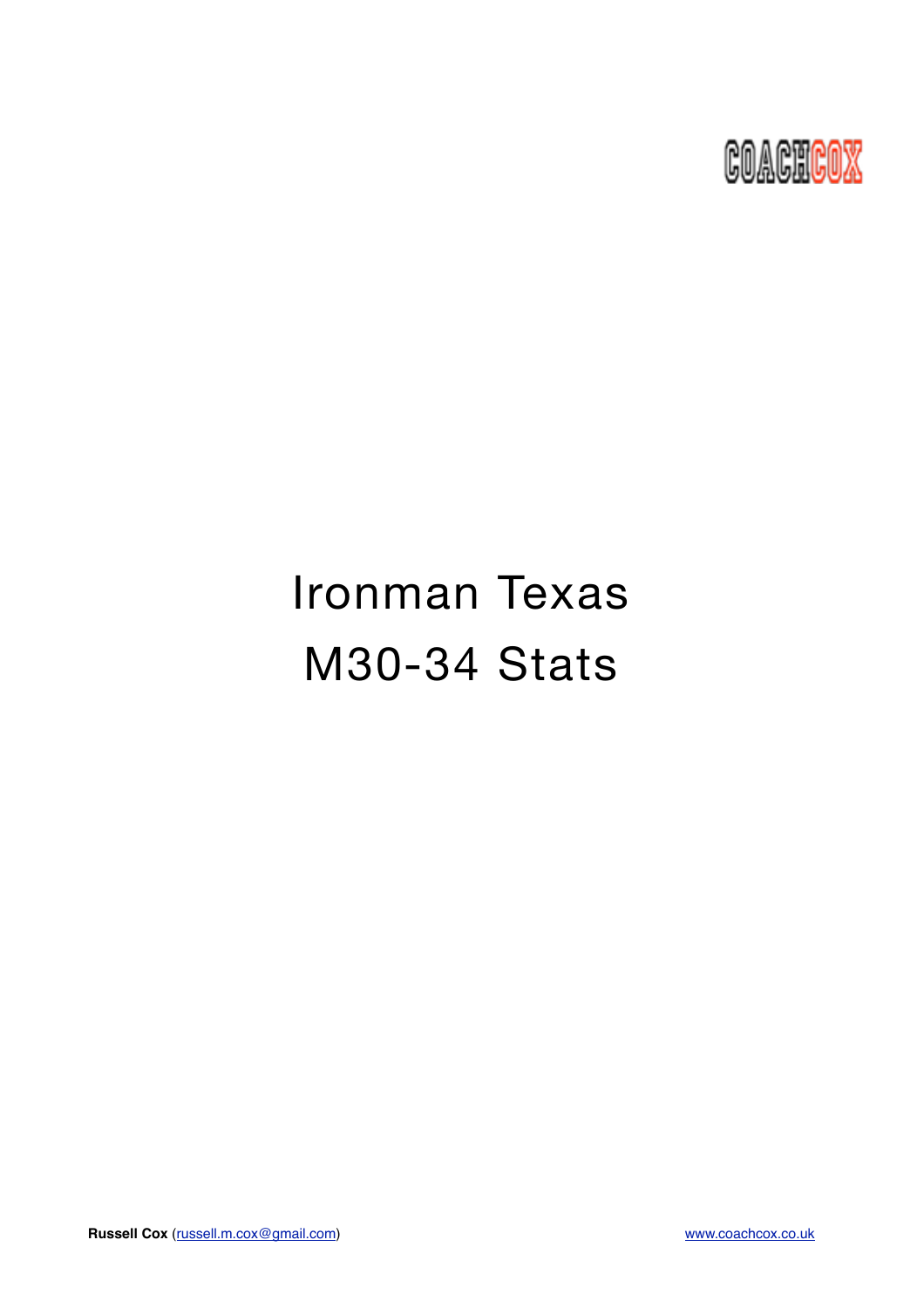COACHCOX

# Ironman Texas
# M30-34 Stats

**Russell Cox** ([russell.m.cox@gmail.com](mailto:russell.m.cox@gmail.com))

[www.coachcox.co.uk](http://www.coachcox.co.uk)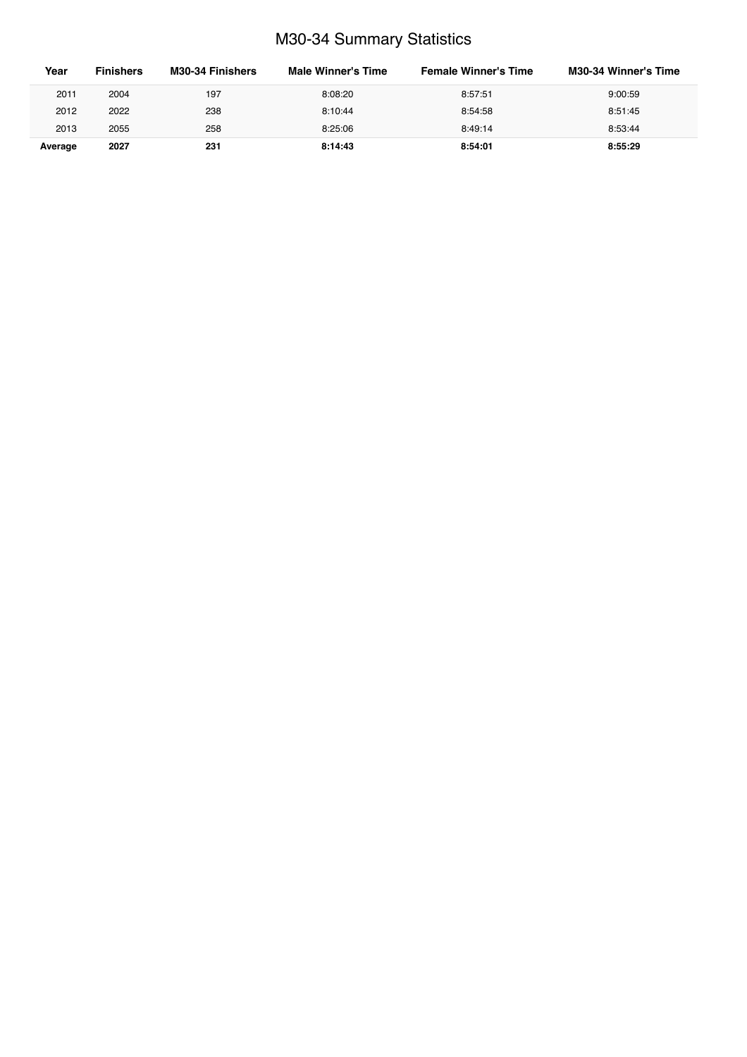# M30-34 Summary Statistics

| Year | Finishers | M30-34 Finishers | Male Winner's Time | Female Winner's Time | M30-34 Winner's Time |
|---|---|---|---|---|---|
| 2011 | 2004 | 197 | 8:08:20 | 8:57:51 | 9:00:59 |
| 2012 | 2022 | 238 | 8:10:44 | 8:54:58 | 8:51:45 |
| 2013 | 2055 | 258 | 8:25:06 | 8:49:14 | 8:53:44 |
| **Average** | **2027** | **231** | **8:14:43** | **8:54:01** | **8:55:29** |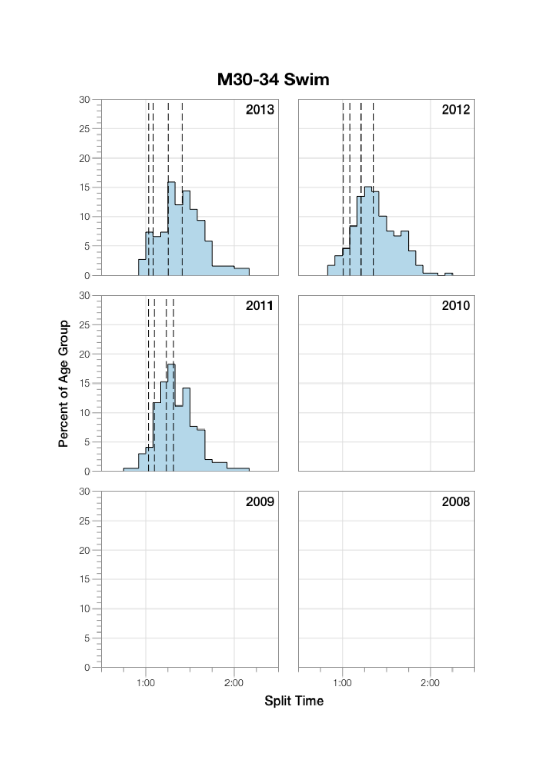# M30-34 Swim

Percent of Age Group

2013

2012

2011

2010

2009

2008

Split Time

1:00 2:00

1:00 2:00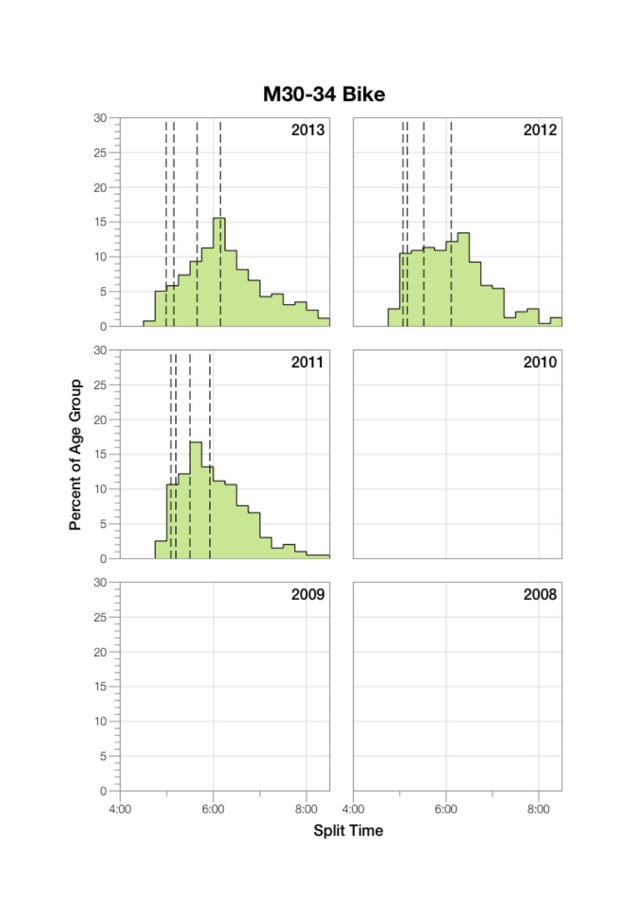# M30-34 Bike

Percent of Age Group

Split Time

2013

2012

2011

2010

2009

2008

4:00 6:00 8:00 4:00 6:00 8:00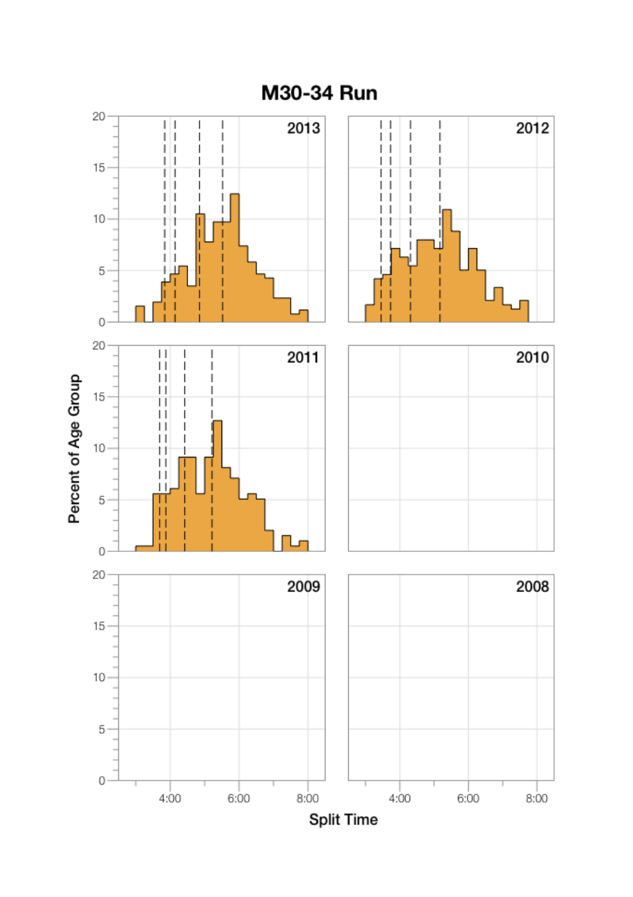# M30-34 Run

2013

2012

2011

2010

2009

2008

Percent of Age Group

Split Time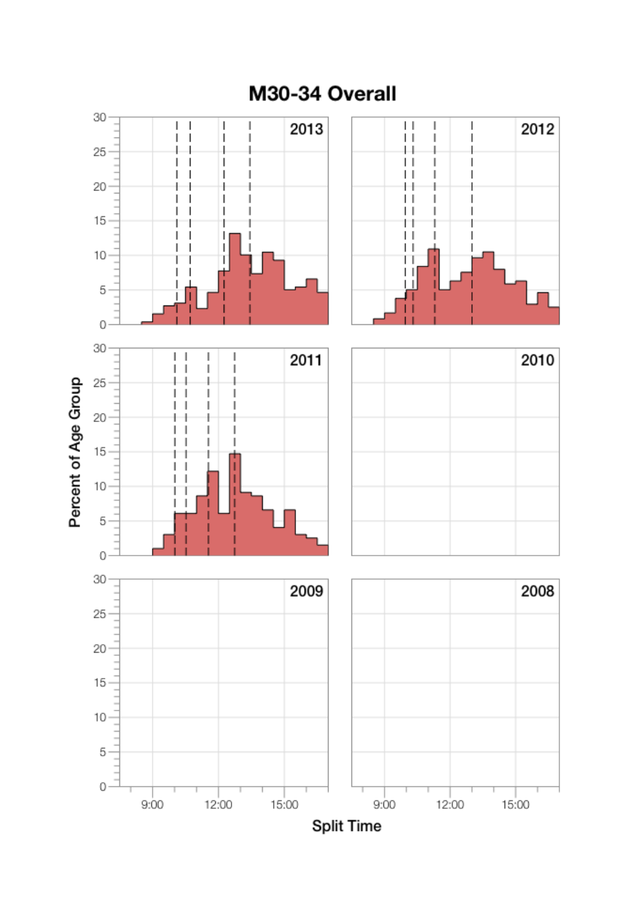# M30-34 Overall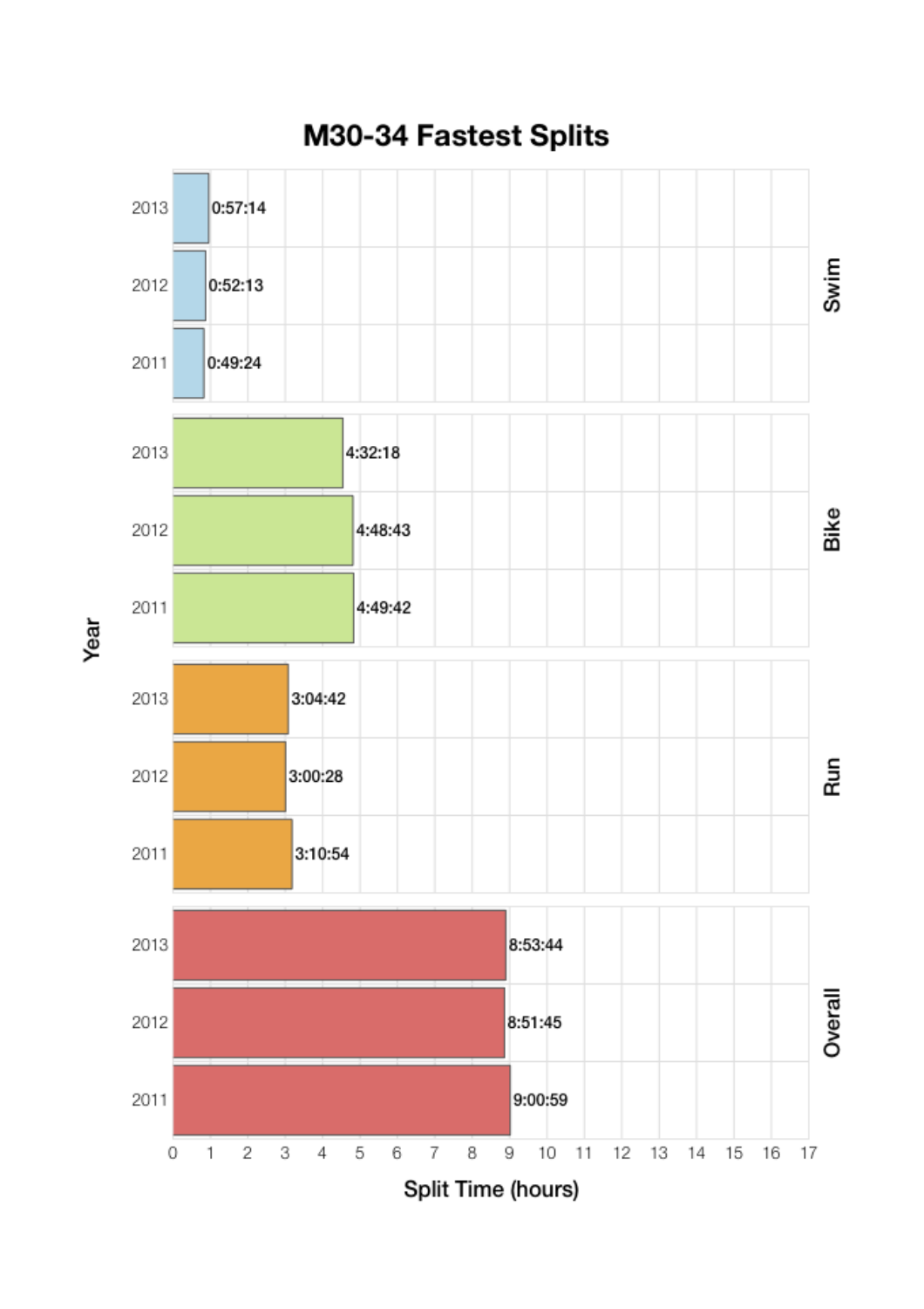# M30-34 Fastest Splits

| Split | Year | Time |
|---|---|---|
| Swim | 2013 | 0:57:14 |
| Swim | 2012 | 0:52:13 |
| Swim | 2011 | 0:49:24 |
| Bike | 2013 | 4:32:18 |
| Bike | 2012 | 4:48:43 |
| Bike | 2011 | 4:49:42 |
| Run | 2013 | 3:04:42 |
| Run | 2012 | 3:00:28 |
| Run | 2011 | 3:10:54 |
| Overall | 2013 | 8:53:44 |
| Overall | 2012 | 8:51:45 |
| Overall | 2011 | 9:00:59 |

Year

Split Time (hours)

0 1 2 3 4 5 6 7 8 9 10 11 12 13 14 15 16 17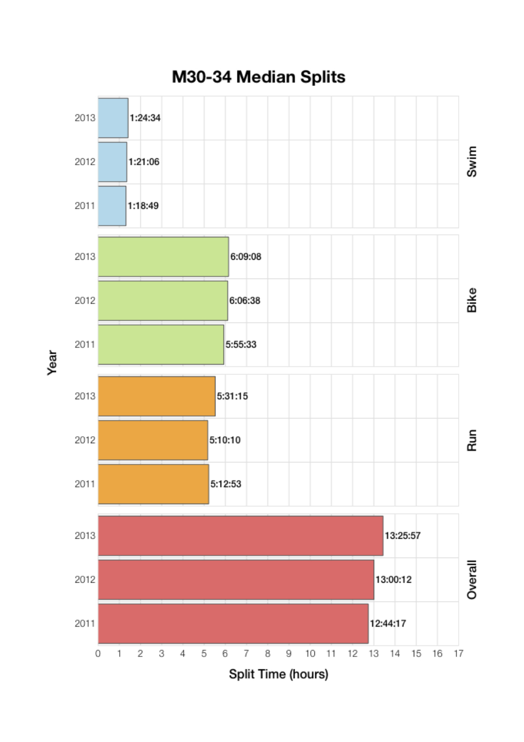# M30-34 Median Splits

| Split | Year | Split Time |
|---|---|---|
| Swim | 2013 | 1:24:34 |
| Swim | 2012 | 1:21:06 |
| Swim | 2011 | 1:18:49 |
| Bike | 2013 | 6:09:08 |
| Bike | 2012 | 6:06:38 |
| Bike | 2011 | 5:55:33 |
| Run | 2013 | 5:31:15 |
| Run | 2012 | 5:10:10 |
| Run | 2011 | 5:12:53 |
| Overall | 2013 | 13:25:57 |
| Overall | 2012 | 13:00:12 |
| Overall | 2011 | 12:44:17 |

Year

Split Time (hours)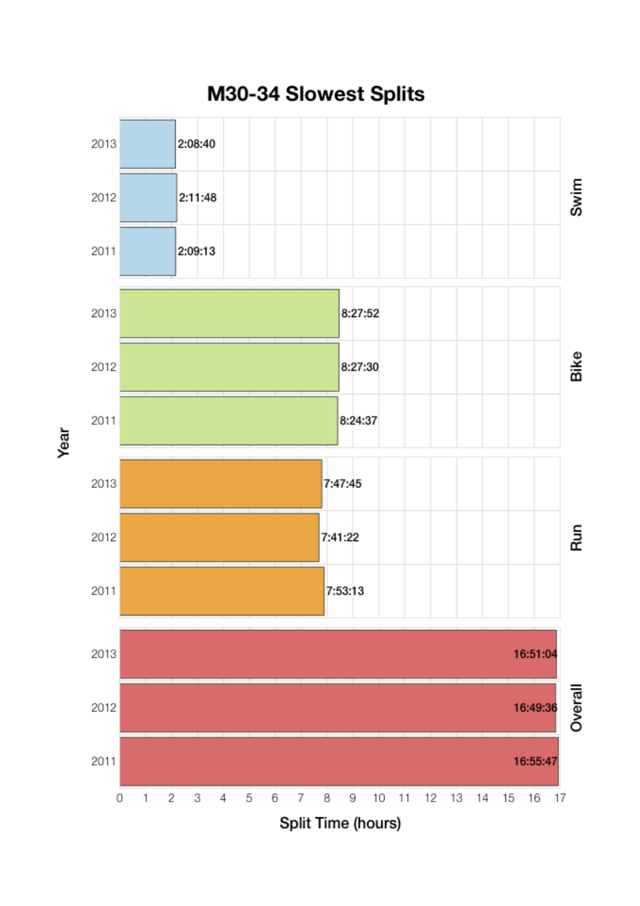# M30-34 Slowest Splits

| Segment | Year | Split Time |
|---|---|---|
| Swim | 2013 | 2:08:40 |
| Swim | 2012 | 2:11:48 |
| Swim | 2011 | 2:09:13 |
| Bike | 2013 | 8:27:52 |
| Bike | 2012 | 8:27:30 |
| Bike | 2011 | 8:24:37 |
| Run | 2013 | 7:47:45 |
| Run | 2012 | 7:41:22 |
| Run | 2011 | 7:53:13 |
| Overall | 2013 | 16:51:04 |
| Overall | 2012 | 16:49:36 |
| Overall | 2011 | 16:55:47 |

Year

Split Time (hours)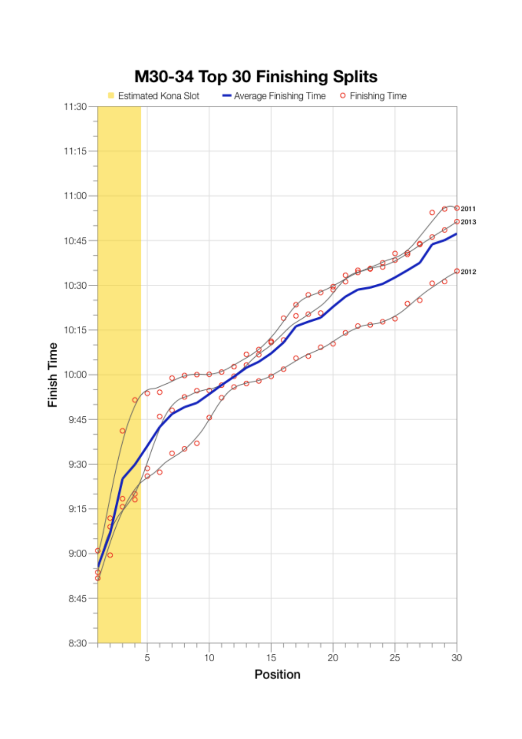# M30-34 Top 30 Finishing Splits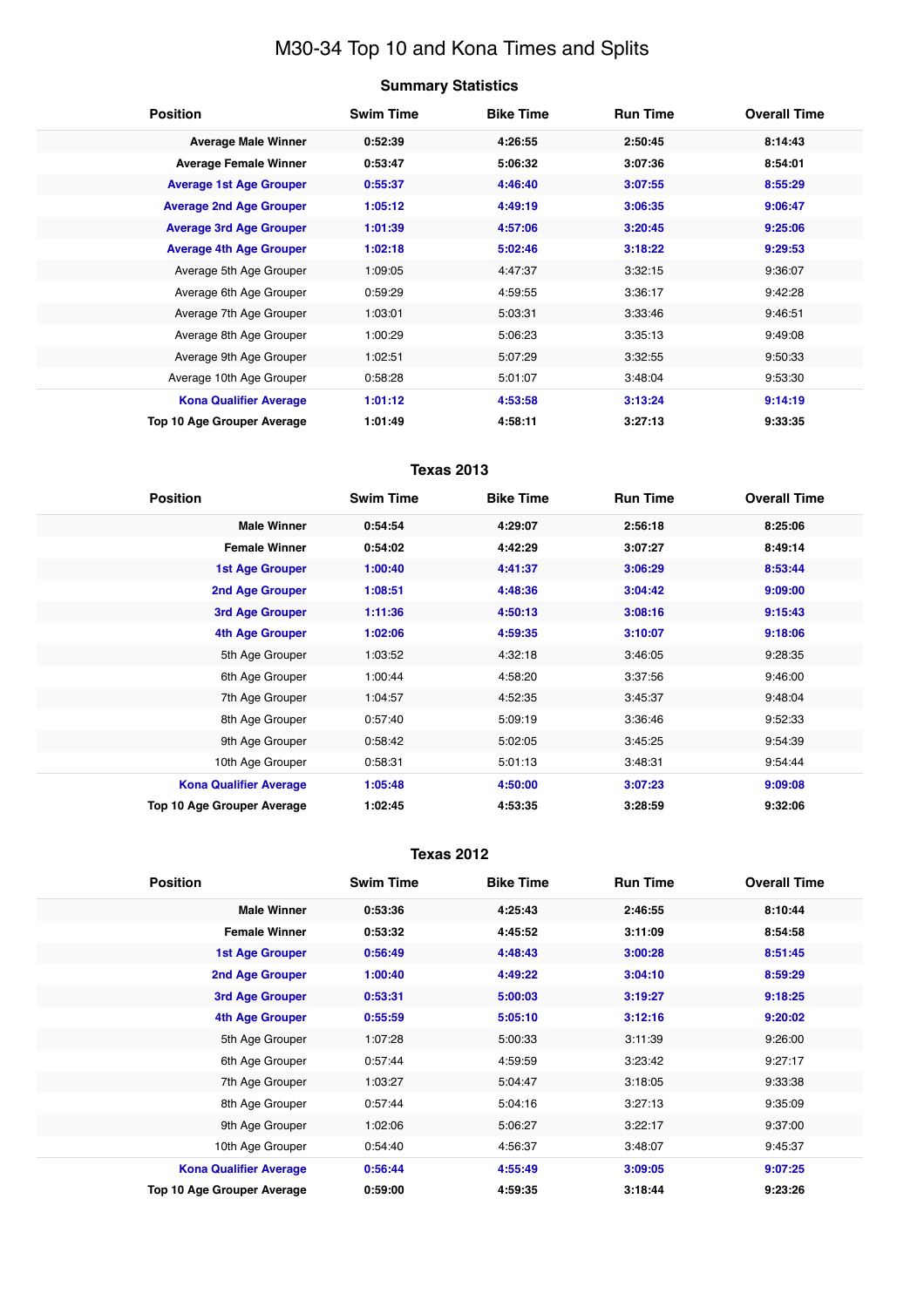# M30-34 Top 10 and Kona Times and Splits

## Summary Statistics

| Position | Swim Time | Bike Time | Run Time | Overall Time |
|---|---|---|---|---|
| **Average Male Winner** | **0:52:39** | **4:26:55** | **2:50:45** | **8:14:43** |
| **Average Female Winner** | **0:53:47** | **5:06:32** | **3:07:36** | **8:54:01** |
| **Average 1st Age Grouper** | **0:55:37** | **4:46:40** | **3:07:55** | **8:55:29** |
| **Average 2nd Age Grouper** | **1:05:12** | **4:49:19** | **3:06:35** | **9:06:47** |
| **Average 3rd Age Grouper** | **1:01:39** | **4:57:06** | **3:20:45** | **9:25:06** |
| **Average 4th Age Grouper** | **1:02:18** | **5:02:46** | **3:18:22** | **9:29:53** |
| Average 5th Age Grouper | 1:09:05 | 4:47:37 | 3:32:15 | 9:36:07 |
| Average 6th Age Grouper | 0:59:29 | 4:59:55 | 3:36:17 | 9:42:28 |
| Average 7th Age Grouper | 1:03:01 | 5:03:31 | 3:33:46 | 9:46:51 |
| Average 8th Age Grouper | 1:00:29 | 5:06:23 | 3:35:13 | 9:49:08 |
| Average 9th Age Grouper | 1:02:51 | 5:07:29 | 3:32:55 | 9:50:33 |
| Average 10th Age Grouper | 0:58:28 | 5:01:07 | 3:48:04 | 9:53:30 |
| **Kona Qualifier Average** | **1:01:12** | **4:53:58** | **3:13:24** | **9:14:19** |
| **Top 10 Age Grouper Average** | **1:01:49** | **4:58:11** | **3:27:13** | **9:33:35** |

## Texas 2013

| Position | Swim Time | Bike Time | Run Time | Overall Time |
|---|---|---|---|---|
| **Male Winner** | **0:54:54** | **4:29:07** | **2:56:18** | **8:25:06** |
| **Female Winner** | **0:54:02** | **4:42:29** | **3:07:27** | **8:49:14** |
| **1st Age Grouper** | **1:00:40** | **4:41:37** | **3:06:29** | **8:53:44** |
| **2nd Age Grouper** | **1:08:51** | **4:48:36** | **3:04:42** | **9:09:00** |
| **3rd Age Grouper** | **1:11:36** | **4:50:13** | **3:08:16** | **9:15:43** |
| **4th Age Grouper** | **1:02:06** | **4:59:35** | **3:10:07** | **9:18:06** |
| 5th Age Grouper | 1:03:52 | 4:32:18 | 3:46:05 | 9:28:35 |
| 6th Age Grouper | 1:00:44 | 4:58:20 | 3:37:56 | 9:46:00 |
| 7th Age Grouper | 1:04:57 | 4:52:35 | 3:45:37 | 9:48:04 |
| 8th Age Grouper | 0:57:40 | 5:09:19 | 3:36:46 | 9:52:33 |
| 9th Age Grouper | 0:58:42 | 5:02:05 | 3:45:25 | 9:54:39 |
| 10th Age Grouper | 0:58:31 | 5:01:13 | 3:48:31 | 9:54:44 |
| **Kona Qualifier Average** | **1:05:48** | **4:50:00** | **3:07:23** | **9:09:08** |
| **Top 10 Age Grouper Average** | **1:02:45** | **4:53:35** | **3:28:59** | **9:32:06** |

## Texas 2012

| Position | Swim Time | Bike Time | Run Time | Overall Time |
|---|---|---|---|---|
| **Male Winner** | **0:53:36** | **4:25:43** | **2:46:55** | **8:10:44** |
| **Female Winner** | **0:53:32** | **4:45:52** | **3:11:09** | **8:54:58** |
| **1st Age Grouper** | **0:56:49** | **4:48:43** | **3:00:28** | **8:51:45** |
| **2nd Age Grouper** | **1:00:40** | **4:49:22** | **3:04:10** | **8:59:29** |
| **3rd Age Grouper** | **0:53:31** | **5:00:03** | **3:19:27** | **9:18:25** |
| **4th Age Grouper** | **0:55:59** | **5:05:10** | **3:12:16** | **9:20:02** |
| 5th Age Grouper | 1:07:28 | 5:00:33 | 3:11:39 | 9:26:00 |
| 6th Age Grouper | 0:57:44 | 4:59:59 | 3:23:42 | 9:27:17 |
| 7th Age Grouper | 1:03:27 | 5:04:47 | 3:18:05 | 9:33:38 |
| 8th Age Grouper | 0:57:44 | 5:04:16 | 3:27:13 | 9:35:09 |
| 9th Age Grouper | 1:02:06 | 5:06:27 | 3:22:17 | 9:37:00 |
| 10th Age Grouper | 0:54:40 | 4:56:37 | 3:48:07 | 9:45:37 |
| **Kona Qualifier Average** | **0:56:44** | **4:55:49** | **3:09:05** | **9:07:25** |
| **Top 10 Age Grouper Average** | **0:59:00** | **4:59:35** | **3:18:44** | **9:23:26** |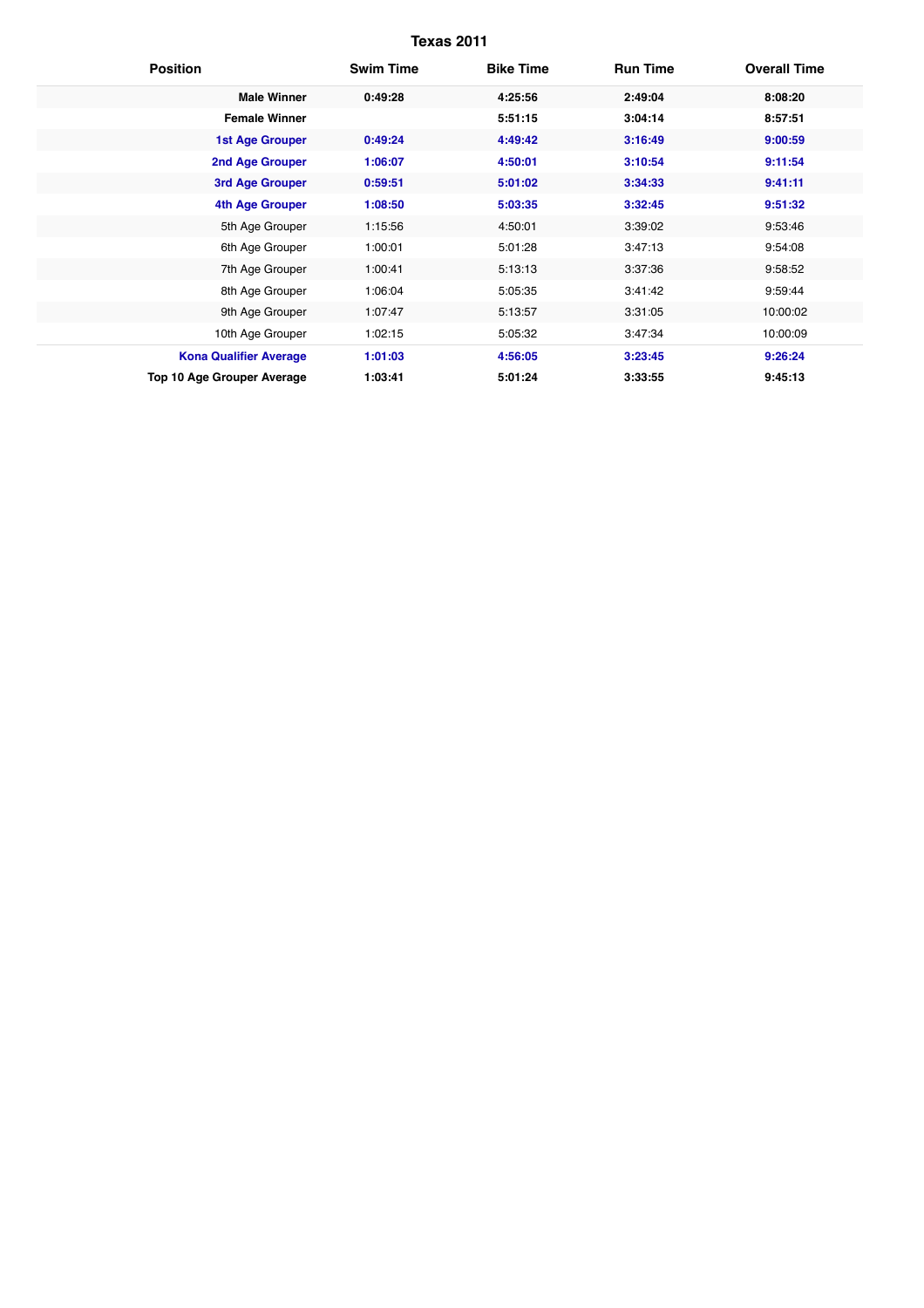## Texas 2011

| Position | Swim Time | Bike Time | Run Time | Overall Time |
|---|---|---|---|---|
| **Male Winner** | **0:49:28** | **4:25:56** | **2:49:04** | **8:08:20** |
| **Female Winner** | | **5:51:15** | **3:04:14** | **8:57:51** |
| **1st Age Grouper** | **0:49:24** | **4:49:42** | **3:16:49** | **9:00:59** |
| **2nd Age Grouper** | **1:06:07** | **4:50:01** | **3:10:54** | **9:11:54** |
| **3rd Age Grouper** | **0:59:51** | **5:01:02** | **3:34:33** | **9:41:11** |
| **4th Age Grouper** | **1:08:50** | **5:03:35** | **3:32:45** | **9:51:32** |
| 5th Age Grouper | 1:15:56 | 4:50:01 | 3:39:02 | 9:53:46 |
| 6th Age Grouper | 1:00:01 | 5:01:28 | 3:47:13 | 9:54:08 |
| 7th Age Grouper | 1:00:41 | 5:13:13 | 3:37:36 | 9:58:52 |
| 8th Age Grouper | 1:06:04 | 5:05:35 | 3:41:42 | 9:59:44 |
| 9th Age Grouper | 1:07:47 | 5:13:57 | 3:31:05 | 10:00:02 |
| 10th Age Grouper | 1:02:15 | 5:05:32 | 3:47:34 | 10:00:09 |
| **Kona Qualifier Average** | **1:01:03** | **4:56:05** | **3:23:45** | **9:26:24** |
| **Top 10 Age Grouper Average** | **1:03:41** | **5:01:24** | **3:33:55** | **9:45:13** |